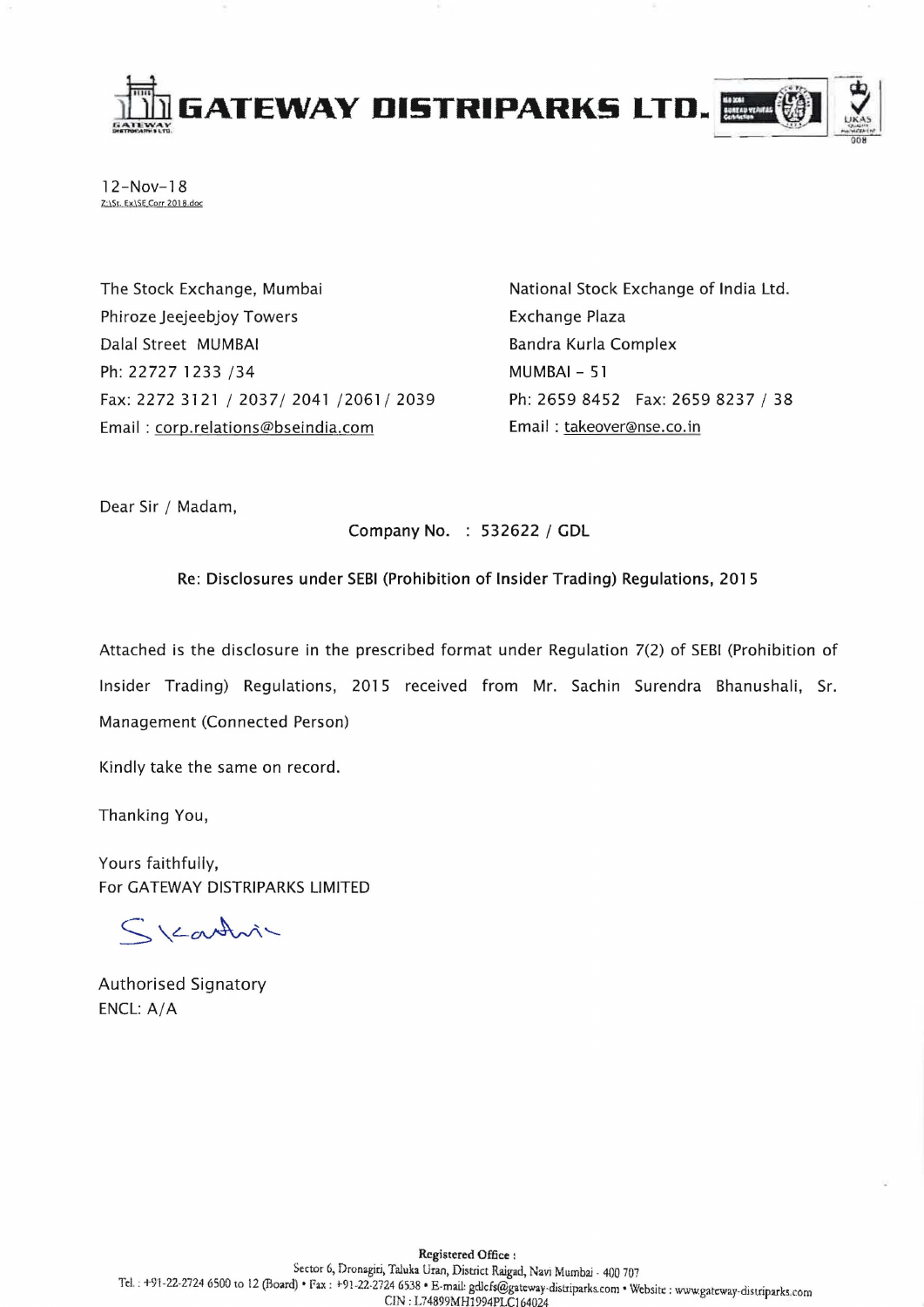**GATEWAY DISTRIPARKS LTD.**

12-Nov-18
Z:\St. Ex\SE Corr 2018.doc

The Stock Exchange, Mumbai
Phiroze Jeejeebjoy Towers
Dalal Street MUMBAI
Ph: 22727 1233 /34
Fax: 2272 3121 / 2037/ 2041 /2061/ 2039
Email : corp.relations@bseindia.com

National Stock Exchange of India Ltd.
Exchange Plaza
Bandra Kurla Complex
MUMBAI - 51
Ph: 2659 8452 Fax: 2659 8237 / 38
Email : takeover@nse.co.in

Dear Sir / Madam,

Company No. : 532622 / GDL

**Re: Disclosures under SEBI (Prohibition of Insider Trading) Regulations, 2015**

Attached is the disclosure in the prescribed format under Regulation 7(2) of SEBI (Prohibition of Insider Trading) Regulations, 2015 received from Mr. Sachin Surendra Bhanushali, Sr. Management (Connected Person)

Kindly take the same on record.

Thanking You,

Yours faithfully,
For GATEWAY DISTRIPARKS LIMITED

Authorised Signatory
ENCL: A/A

**Registered Office :**
Sector 6, Dronagiri, Taluka Uran, District Raigad, Navi Mumbai - 400 707
Tel. : +91-22-2724 6500 to 12 (Board) • Fax : +91-22-2724 6538 • E-mail: gdlcfs@gateway-distriparks.com • Website : www.gateway-distriparks.com
CIN : L74899MH1994PLC164024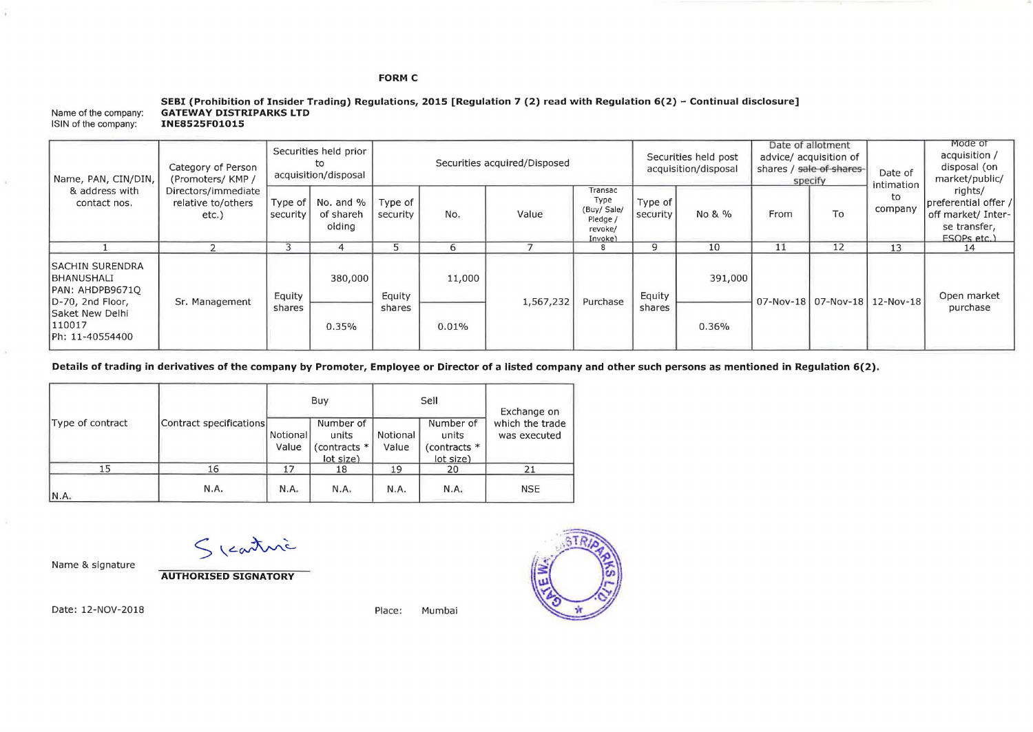**FORM C**

**SEBI (Prohibition of Insider Trading) Regulations, 2015 [Regulation 7 (2) read with Regulation 6(2) – Continual disclosure]**

Name of the company: **GATEWAY DISTRIPARKS LTD**

ISIN of the company: **INE8525F01015**

| Name, PAN, CIN/DIN, & address with contact nos. | Category of Person (Promoters/ KMP / Directors/immediate relative to/others etc.) | Securities held prior to acquisition/disposal | | Securities acquired/Disposed | | | | Securities held post acquisition/disposal | | Date of allotment advice/ acquisition of shares / ~~sale of shares~~ specify | | Date of intimation to company | Mode of acquisition / disposal (on market/public/ rights/ preferential offer / off market/ Inter-se transfer, ESOPs etc.) |
|---|---|---|---|---|---|---|---|---|---|---|---|---|---|
| | | Type of security | No. and % of shareholding | Type of security | No. | Value | Transac Type (Buy/ Sale/ Pledge / revoke/ Invoke) | Type of security | No & % | From | To | | |
| 1 | 2 | 3 | 4 | 5 | 6 | 7 | 8 | 9 | 10 | 11 | 12 | 13 | 14 |
| SACHIN SURENDRA BHANUSHALI PAN: AHDPB9671Q D-70, 2nd Floor, Saket New Delhi 110017 Ph: 11-40554400 | Sr. Management | Equity shares | 380,000 0.35% | Equity shares | 11,000 0.01% | 1,567,232 | Purchase | Equity shares | 391,000 0.36% | 07-Nov-18 | 07-Nov-18 | 12-Nov-18 | Open market purchase |

**Details of trading in derivatives of the company by Promoter, Employee or Director of a listed company and other such persons as mentioned in Regulation 6(2).**

| Type of contract | Contract specifications | Buy | | Sell | | Exchange on which the trade was executed |
|---|---|---|---|---|---|---|
| | | Notional Value | Number of units (contracts * lot size) | Notional Value | Number of units (contracts * lot size) | |
| 15 | 16 | 17 | 18 | 19 | 20 | 21 |
| N.A. | N.A. | N.A. | N.A. | N.A. | N.A. | NSE |

Name & signature

**AUTHORISED SIGNATORY**

Date: 12-NOV-2018

Place: Mumbai